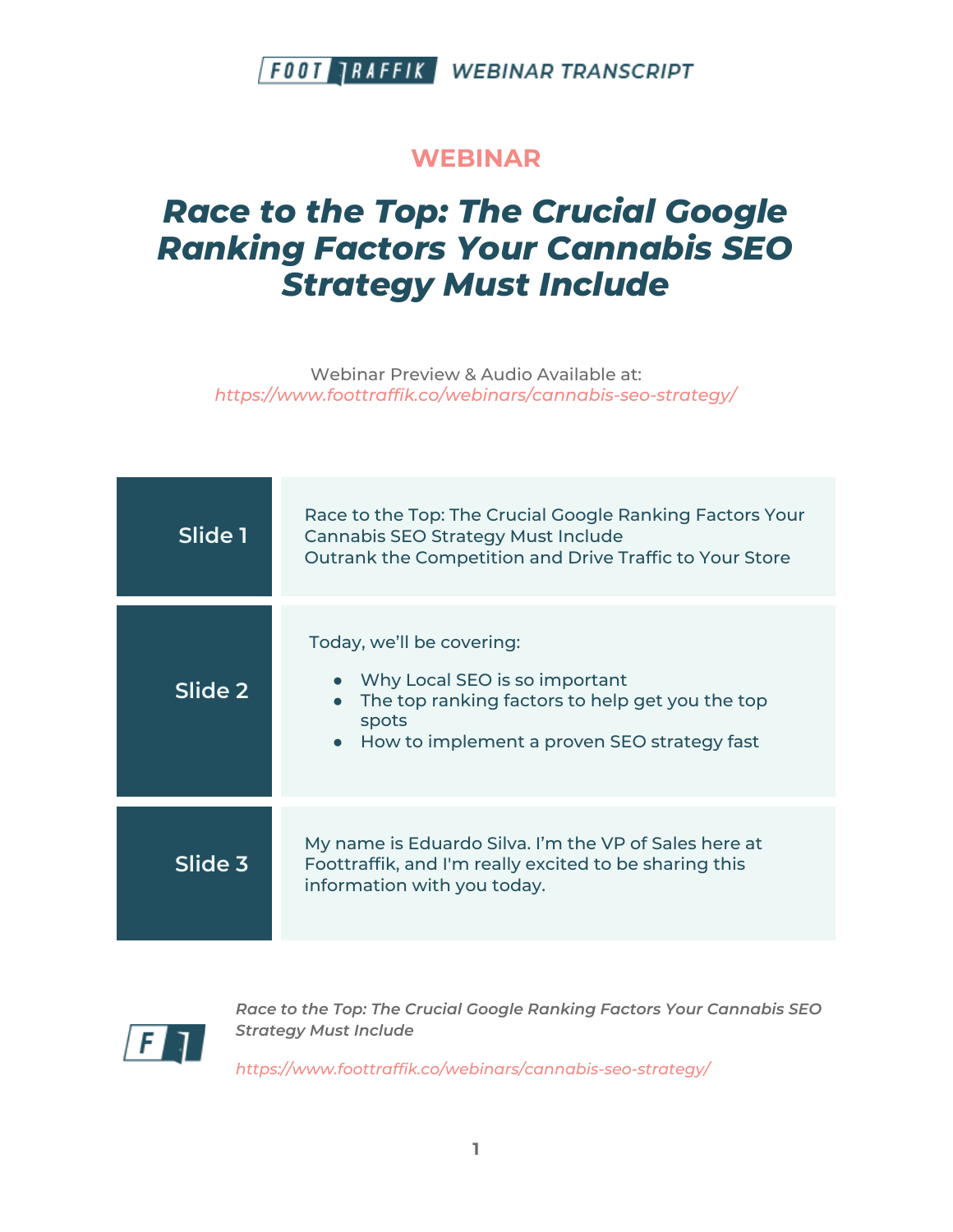**WEBINAR TRANSCRIPT**

## WEBINAR

# *Race to the Top: The Crucial Google Ranking Factors Your Cannabis SEO Strategy Must Include*

Webinar Preview & Audio Available at:
*https://www.foottraffik.co/webinars/cannabis-seo-strategy/*

| | |
|---|---|
| **Slide 1** | Race to the Top: The Crucial Google Ranking Factors Your Cannabis SEO Strategy Must Include<br>Outrank the Competition and Drive Traffic to Your Store |
| **Slide 2** | Today, we'll be covering:<br>• Why Local SEO is so important<br>• The top ranking factors to help get you the top spots<br>• How to implement a proven SEO strategy fast |
| **Slide 3** | My name is Eduardo Silva. I'm the VP of Sales here at Foottraffik, and I'm really excited to be sharing this information with you today. |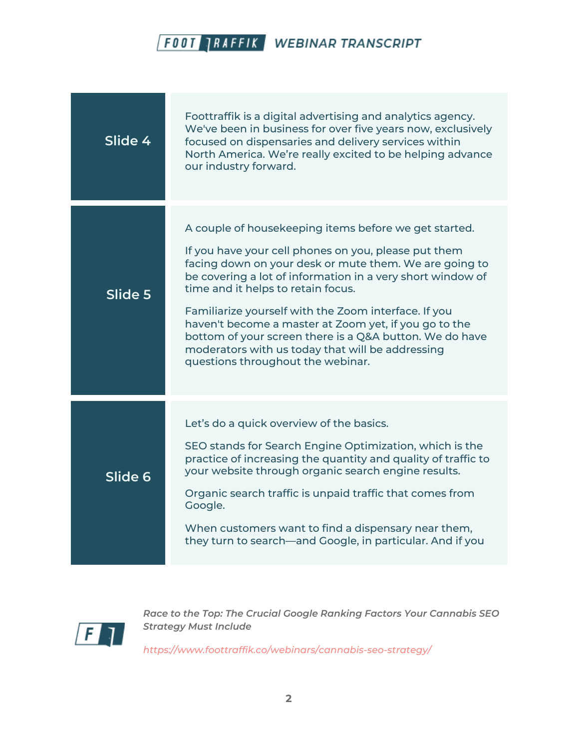| Slide | Transcript |
| --- | --- |
| Slide 4 | Foottraffik is a digital advertising and analytics agency. We've been in business for over five years now, exclusively focused on dispensaries and delivery services within North America. We're really excited to be helping advance our industry forward. |
| Slide 5 | A couple of housekeeping items before we get started.<br><br>If you have your cell phones on you, please put them facing down on your desk or mute them. We are going to be covering a lot of information in a very short window of time and it helps to retain focus.<br><br>Familiarize yourself with the Zoom interface. If you haven't become a master at Zoom yet, if you go to the bottom of your screen there is a Q&A button. We do have moderators with us today that will be addressing questions throughout the webinar. |
| Slide 6 | Let's do a quick overview of the basics.<br><br>SEO stands for Search Engine Optimization, which is the practice of increasing the quantity and quality of traffic to your website through organic search engine results.<br><br>Organic search traffic is unpaid traffic that comes from Google.<br><br>When customers want to find a dispensary near them, they turn to search—and Google, in particular. And if you |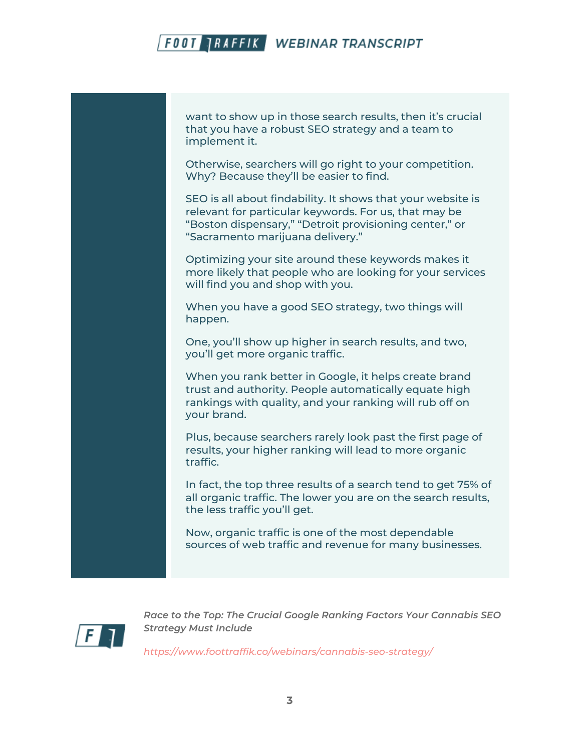want to show up in those search results, then it's crucial that you have a robust SEO strategy and a team to implement it.

Otherwise, searchers will go right to your competition. Why? Because they'll be easier to find.

SEO is all about findability. It shows that your website is relevant for particular keywords. For us, that may be "Boston dispensary," "Detroit provisioning center," or "Sacramento marijuana delivery."

Optimizing your site around these keywords makes it more likely that people who are looking for your services will find you and shop with you.

When you have a good SEO strategy, two things will happen.

One, you'll show up higher in search results, and two, you'll get more organic traffic.

When you rank better in Google, it helps create brand trust and authority. People automatically equate high rankings with quality, and your ranking will rub off on your brand.

Plus, because searchers rarely look past the first page of results, your higher ranking will lead to more organic traffic.

In fact, the top three results of a search tend to get 75% of all organic traffic. The lower you are on the search results, the less traffic you'll get.

Now, organic traffic is one of the most dependable sources of web traffic and revenue for many businesses.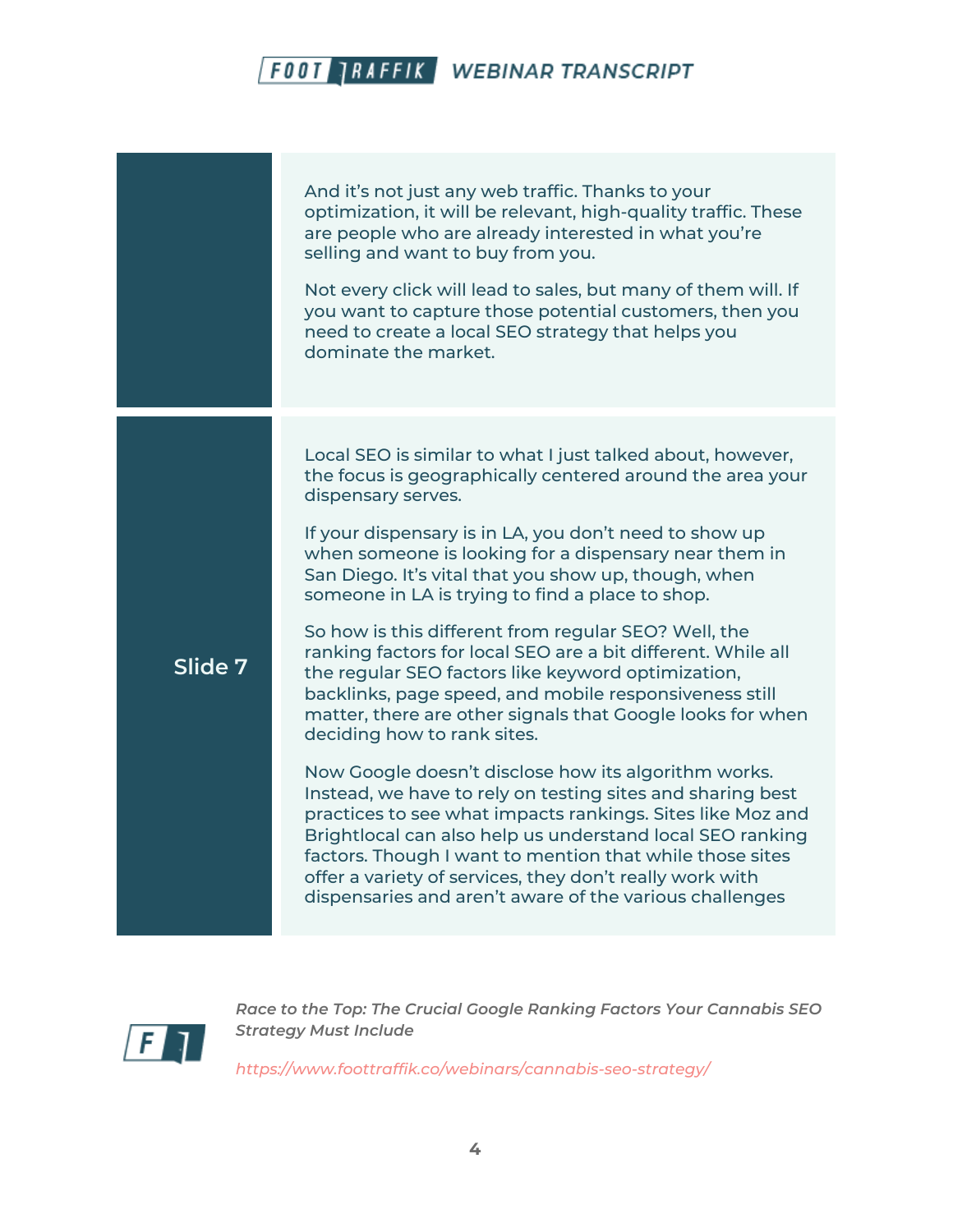And it's not just any web traffic. Thanks to your optimization, it will be relevant, high-quality traffic. These are people who are already interested in what you're selling and want to buy from you.

Not every click will lead to sales, but many of them will. If you want to capture those potential customers, then you need to create a local SEO strategy that helps you dominate the market.

**Slide 7**

Local SEO is similar to what I just talked about, however, the focus is geographically centered around the area your dispensary serves.

If your dispensary is in LA, you don't need to show up when someone is looking for a dispensary near them in San Diego. It's vital that you show up, though, when someone in LA is trying to find a place to shop.

So how is this different from regular SEO? Well, the ranking factors for local SEO are a bit different. While all the regular SEO factors like keyword optimization, backlinks, page speed, and mobile responsiveness still matter, there are other signals that Google looks for when deciding how to rank sites.

Now Google doesn't disclose how its algorithm works. Instead, we have to rely on testing sites and sharing best practices to see what impacts rankings. Sites like Moz and Brightlocal can also help us understand local SEO ranking factors. Though I want to mention that while those sites offer a variety of services, they don't really work with dispensaries and aren't aware of the various challenges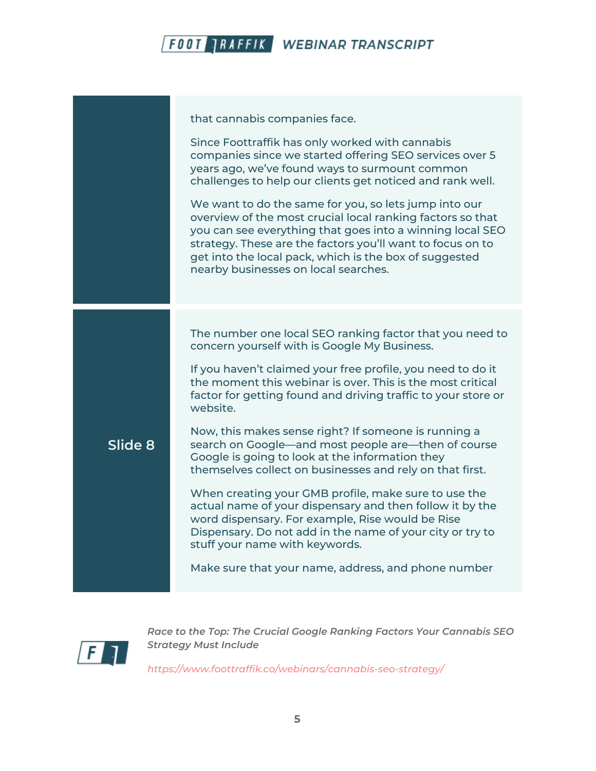| | |
|---|---|
| | that cannabis companies face.<br><br>Since Foottraffik has only worked with cannabis companies since we started offering SEO services over 5 years ago, we've found ways to surmount common challenges to help our clients get noticed and rank well.<br><br>We want to do the same for you, so lets jump into our overview of the most crucial local ranking factors so that you can see everything that goes into a winning local SEO strategy. These are the factors you'll want to focus on to get into the local pack, which is the box of suggested nearby businesses on local searches. |
| Slide 8 | The number one local SEO ranking factor that you need to concern yourself with is Google My Business.<br><br>If you haven't claimed your free profile, you need to do it the moment this webinar is over. This is the most critical factor for getting found and driving traffic to your store or website.<br><br>Now, this makes sense right? If someone is running a search on Google—and most people are—then of course Google is going to look at the information they themselves collect on businesses and rely on that first.<br><br>When creating your GMB profile, make sure to use the actual name of your dispensary and then follow it by the word dispensary. For example, Rise would be Rise Dispensary. Do not add in the name of your city or try to stuff your name with keywords.<br><br>Make sure that your name, address, and phone number |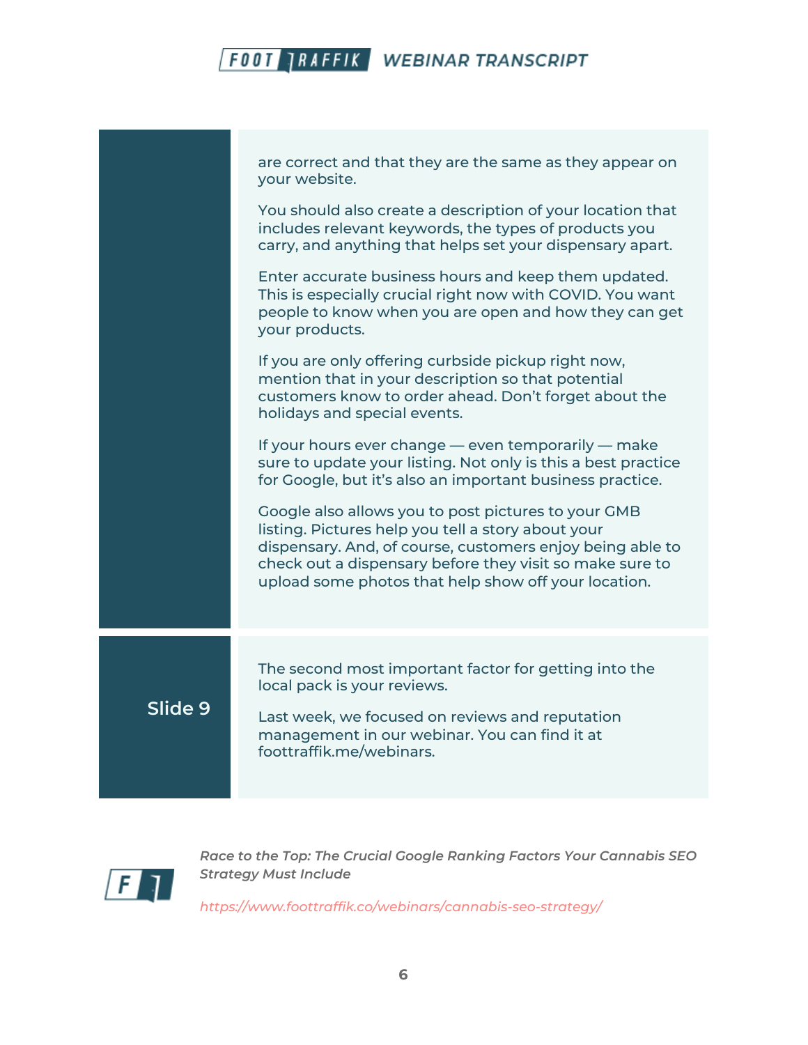are correct and that they are the same as they appear on your website.

You should also create a description of your location that includes relevant keywords, the types of products you carry, and anything that helps set your dispensary apart.

Enter accurate business hours and keep them updated. This is especially crucial right now with COVID. You want people to know when you are open and how they can get your products.

If you are only offering curbside pickup right now, mention that in your description so that potential customers know to order ahead. Don't forget about the holidays and special events.

If your hours ever change — even temporarily — make sure to update your listing. Not only is this a best practice for Google, but it's also an important business practice.

Google also allows you to post pictures to your GMB listing. Pictures help you tell a story about your dispensary. And, of course, customers enjoy being able to check out a dispensary before they visit so make sure to upload some photos that help show off your location.

**Slide 9**

The second most important factor for getting into the local pack is your reviews.

Last week, we focused on reviews and reputation management in our webinar. You can find it at foottraffik.me/webinars.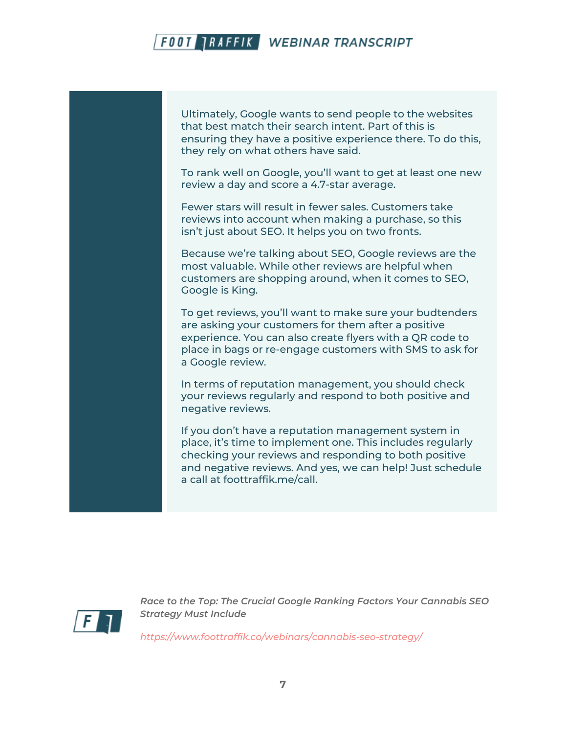Ultimately, Google wants to send people to the websites that best match their search intent. Part of this is ensuring they have a positive experience there. To do this, they rely on what others have said.

To rank well on Google, you'll want to get at least one new review a day and score a 4.7-star average.

Fewer stars will result in fewer sales. Customers take reviews into account when making a purchase, so this isn't just about SEO. It helps you on two fronts.

Because we're talking about SEO, Google reviews are the most valuable. While other reviews are helpful when customers are shopping around, when it comes to SEO, Google is King.

To get reviews, you'll want to make sure your budtenders are asking your customers for them after a positive experience. You can also create flyers with a QR code to place in bags or re-engage customers with SMS to ask for a Google review.

In terms of reputation management, you should check your reviews regularly and respond to both positive and negative reviews.

If you don't have a reputation management system in place, it's time to implement one. This includes regularly checking your reviews and responding to both positive and negative reviews. And yes, we can help! Just schedule a call at foottraffik.me/call.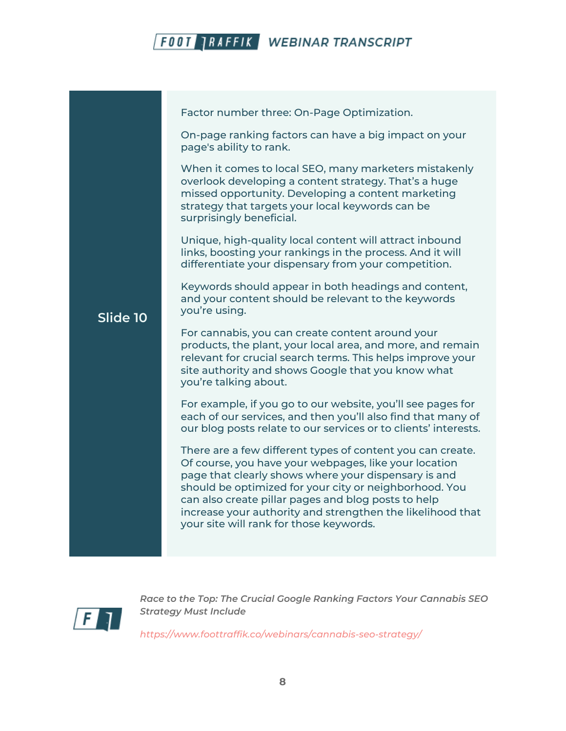## Slide 10

Factor number three: On-Page Optimization.

On-page ranking factors can have a big impact on your page's ability to rank.

When it comes to local SEO, many marketers mistakenly overlook developing a content strategy. That's a huge missed opportunity. Developing a content marketing strategy that targets your local keywords can be surprisingly beneficial.

Unique, high-quality local content will attract inbound links, boosting your rankings in the process. And it will differentiate your dispensary from your competition.

Keywords should appear in both headings and content, and your content should be relevant to the keywords you're using.

For cannabis, you can create content around your products, the plant, your local area, and more, and remain relevant for crucial search terms. This helps improve your site authority and shows Google that you know what you're talking about.

For example, if you go to our website, you'll see pages for each of our services, and then you'll also find that many of our blog posts relate to our services or to clients' interests.

There are a few different types of content you can create. Of course, you have your webpages, like your location page that clearly shows where your dispensary is and should be optimized for your city or neighborhood. You can also create pillar pages and blog posts to help increase your authority and strengthen the likelihood that your site will rank for those keywords.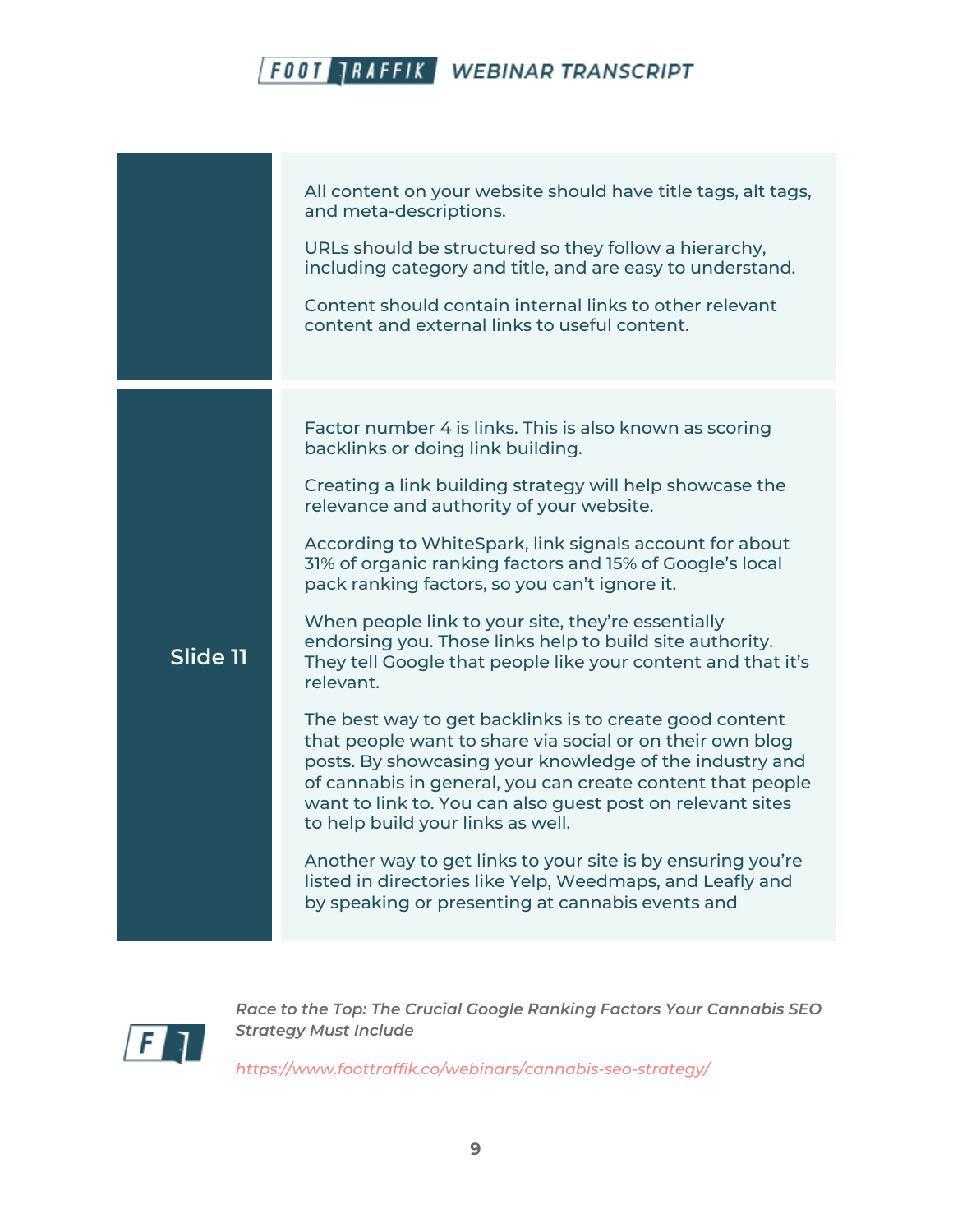| | |
|---|---|
| | All content on your website should have title tags, alt tags, and meta-descriptions.<br><br>URLs should be structured so they follow a hierarchy, including category and title, and are easy to understand.<br><br>Content should contain internal links to other relevant content and external links to useful content. |
| **Slide 11** | Factor number 4 is links. This is also known as scoring backlinks or doing link building.<br><br>Creating a link building strategy will help showcase the relevance and authority of your website.<br><br>According to WhiteSpark, link signals account for about 31% of organic ranking factors and 15% of Google's local pack ranking factors, so you can't ignore it.<br><br>When people link to your site, they're essentially endorsing you. Those links help to build site authority. They tell Google that people like your content and that it's relevant.<br><br>The best way to get backlinks is to create good content that people want to share via social or on their own blog posts. By showcasing your knowledge of the industry and of cannabis in general, you can create content that people want to link to. You can also guest post on relevant sites to help build your links as well.<br><br>Another way to get links to your site is by ensuring you're listed in directories like Yelp, Weedmaps, and Leafly and by speaking or presenting at cannabis events and |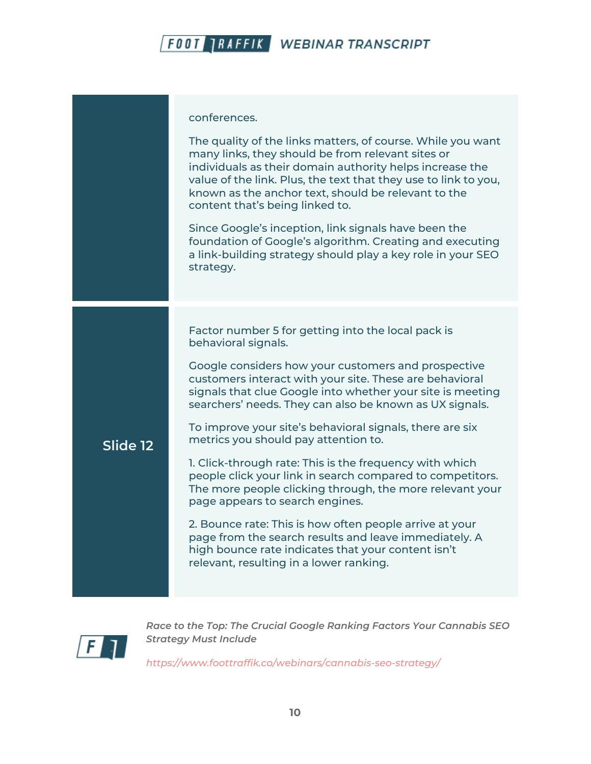conferences.

The quality of the links matters, of course. While you want many links, they should be from relevant sites or individuals as their domain authority helps increase the value of the link. Plus, the text that they use to link to you, known as the anchor text, should be relevant to the content that's being linked to.

Since Google's inception, link signals have been the foundation of Google's algorithm. Creating and executing a link-building strategy should play a key role in your SEO strategy.

**Slide 12**

Factor number 5 for getting into the local pack is behavioral signals.

Google considers how your customers and prospective customers interact with your site. These are behavioral signals that clue Google into whether your site is meeting searchers' needs. They can also be known as UX signals.

To improve your site's behavioral signals, there are six metrics you should pay attention to.

1. Click-through rate: This is the frequency with which people click your link in search compared to competitors. The more people clicking through, the more relevant your page appears to search engines.

2. Bounce rate: This is how often people arrive at your page from the search results and leave immediately. A high bounce rate indicates that your content isn't relevant, resulting in a lower ranking.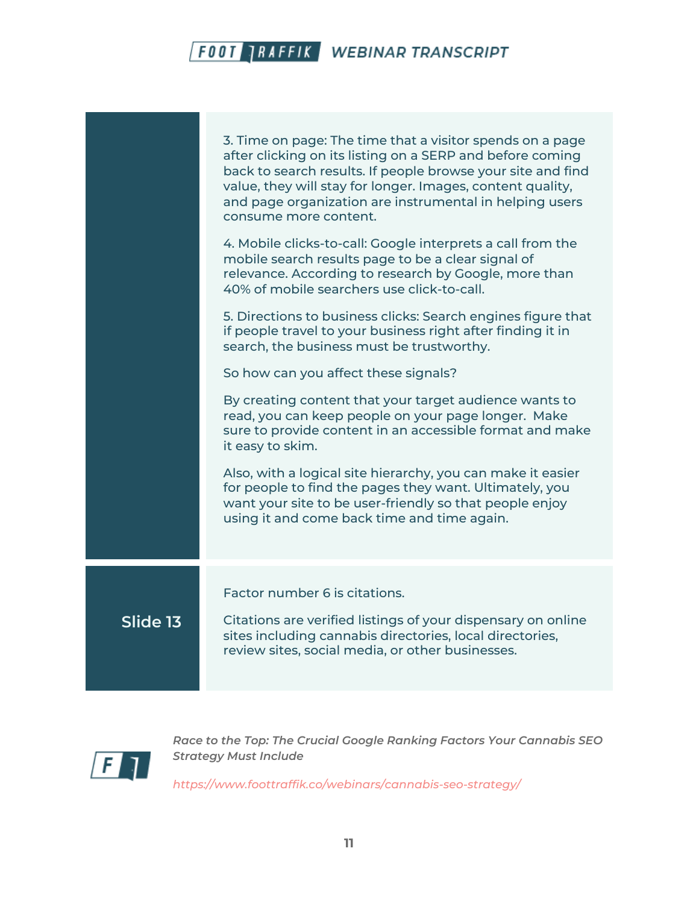3. Time on page: The time that a visitor spends on a page after clicking on its listing on a SERP and before coming back to search results. If people browse your site and find value, they will stay for longer. Images, content quality, and page organization are instrumental in helping users consume more content.

4. Mobile clicks-to-call: Google interprets a call from the mobile search results page to be a clear signal of relevance. According to research by Google, more than 40% of mobile searchers use click-to-call.

5. Directions to business clicks: Search engines figure that if people travel to your business right after finding it in search, the business must be trustworthy.

So how can you affect these signals?

By creating content that your target audience wants to read, you can keep people on your page longer. Make sure to provide content in an accessible format and make it easy to skim.

Also, with a logical site hierarchy, you can make it easier for people to find the pages they want. Ultimately, you want your site to be user-friendly so that people enjoy using it and come back time and time again.

## Slide 13

Factor number 6 is citations.

Citations are verified listings of your dispensary on online sites including cannabis directories, local directories, review sites, social media, or other businesses.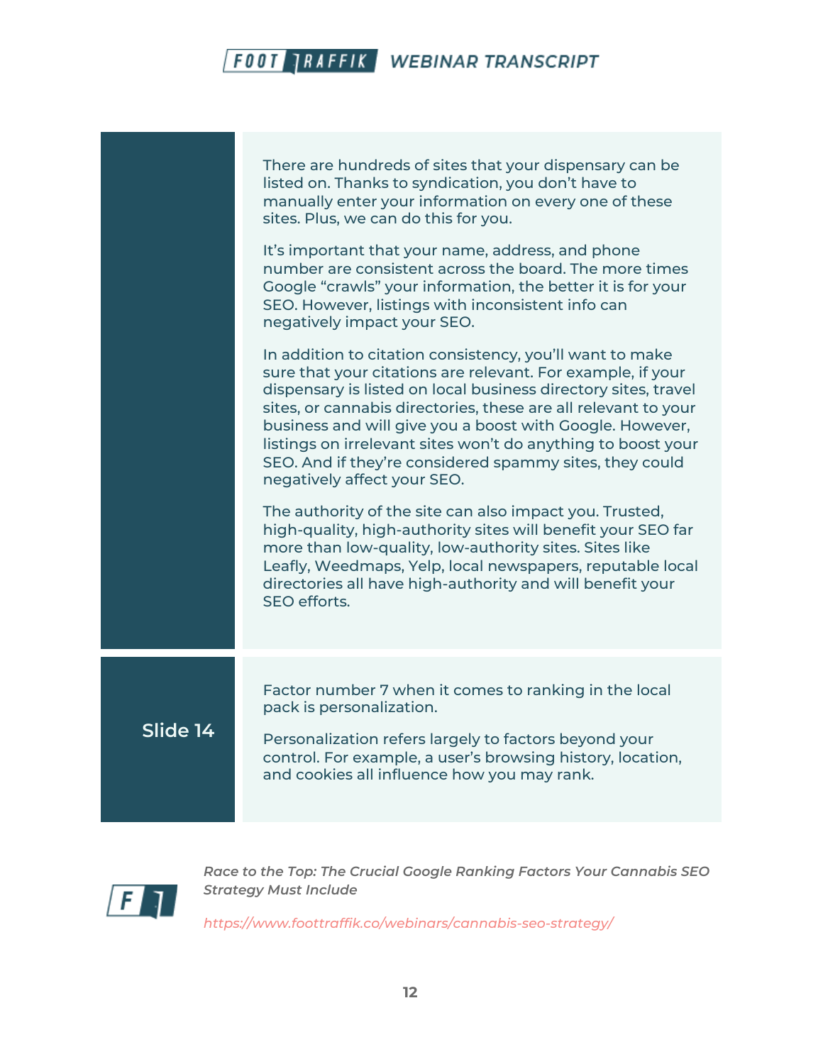There are hundreds of sites that your dispensary can be listed on. Thanks to syndication, you don't have to manually enter your information on every one of these sites. Plus, we can do this for you.

It's important that your name, address, and phone number are consistent across the board. The more times Google "crawls" your information, the better it is for your SEO. However, listings with inconsistent info can negatively impact your SEO.

In addition to citation consistency, you'll want to make sure that your citations are relevant. For example, if your dispensary is listed on local business directory sites, travel sites, or cannabis directories, these are all relevant to your business and will give you a boost with Google. However, listings on irrelevant sites won't do anything to boost your SEO. And if they're considered spammy sites, they could negatively affect your SEO.

The authority of the site can also impact you. Trusted, high-quality, high-authority sites will benefit your SEO far more than low-quality, low-authority sites. Sites like Leafly, Weedmaps, Yelp, local newspapers, reputable local directories all have high-authority and will benefit your SEO efforts.

**Slide 14**

Factor number 7 when it comes to ranking in the local pack is personalization.

Personalization refers largely to factors beyond your control. For example, a user's browsing history, location, and cookies all influence how you may rank.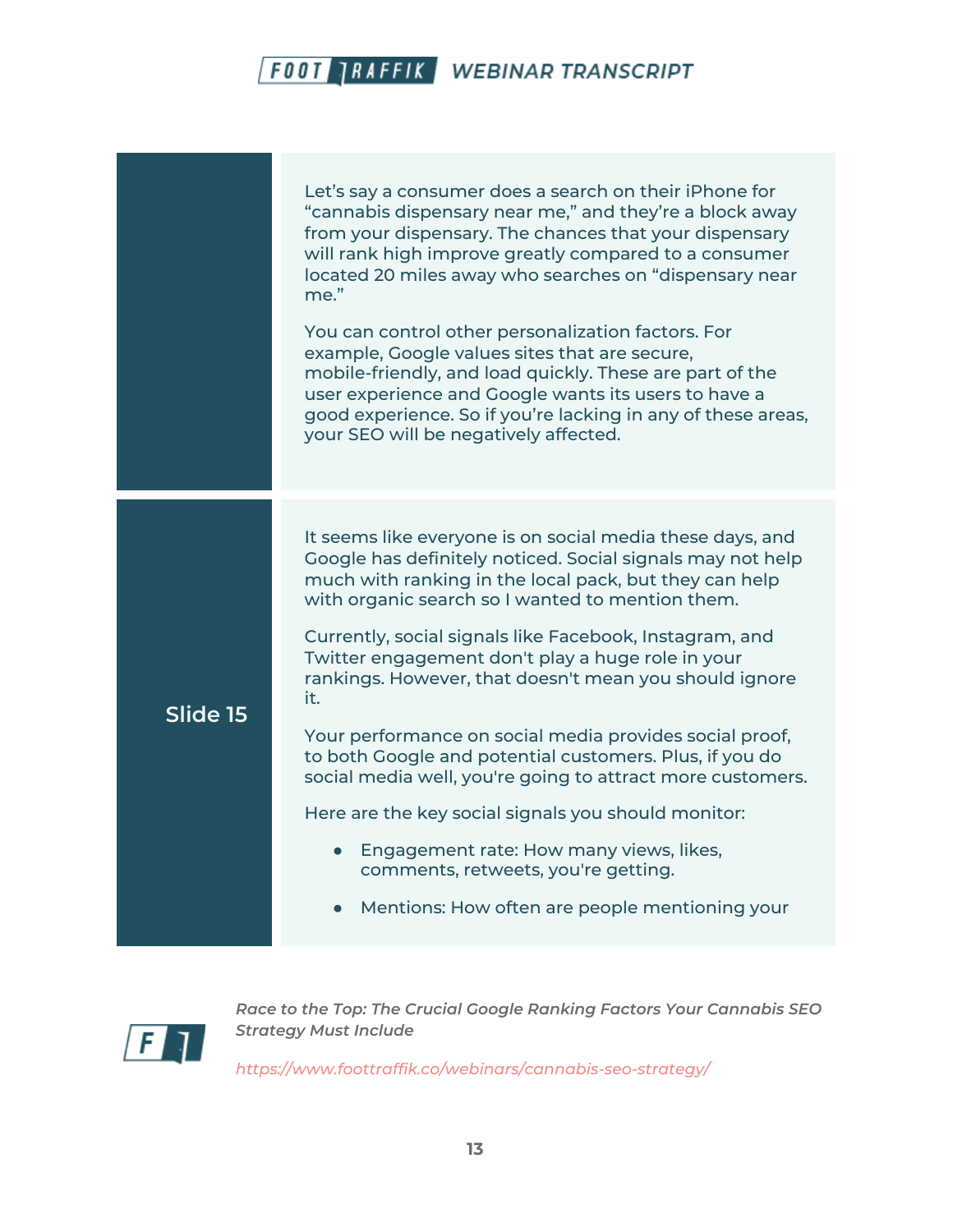Let's say a consumer does a search on their iPhone for "cannabis dispensary near me," and they're a block away from your dispensary. The chances that your dispensary will rank high improve greatly compared to a consumer located 20 miles away who searches on "dispensary near me."

You can control other personalization factors. For example, Google values sites that are secure, mobile-friendly, and load quickly. These are part of the user experience and Google wants its users to have a good experience. So if you're lacking in any of these areas, your SEO will be negatively affected.

## Slide 15

It seems like everyone is on social media these days, and Google has definitely noticed. Social signals may not help much with ranking in the local pack, but they can help with organic search so I wanted to mention them.

Currently, social signals like Facebook, Instagram, and Twitter engagement don't play a huge role in your rankings. However, that doesn't mean you should ignore it.

Your performance on social media provides social proof, to both Google and potential customers. Plus, if you do social media well, you're going to attract more customers.

Here are the key social signals you should monitor:

- Engagement rate: How many views, likes, comments, retweets, you're getting.
- Mentions: How often are people mentioning your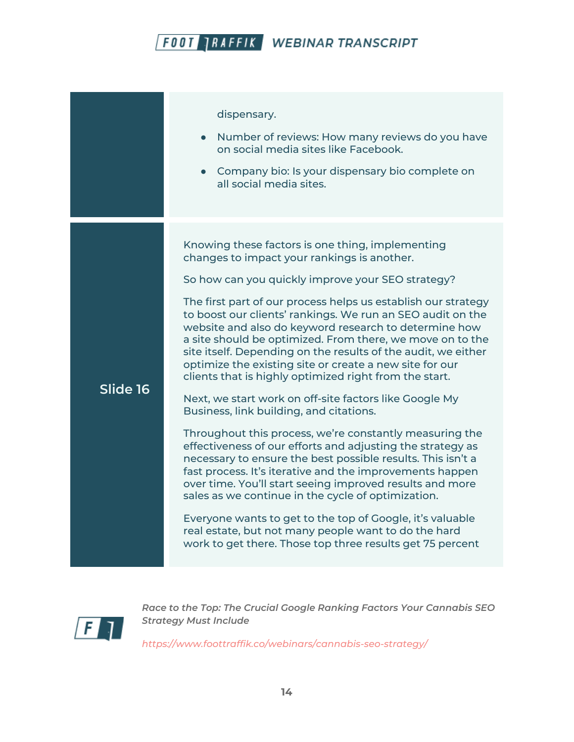dispensary.

- Number of reviews: How many reviews do you have on social media sites like Facebook.
- Company bio: Is your dispensary bio complete on all social media sites.

**Slide 16**

Knowing these factors is one thing, implementing changes to impact your rankings is another.

So how can you quickly improve your SEO strategy?

The first part of our process helps us establish our strategy to boost our clients' rankings. We run an SEO audit on the website and also do keyword research to determine how a site should be optimized. From there, we move on to the site itself. Depending on the results of the audit, we either optimize the existing site or create a new site for our clients that is highly optimized right from the start.

Next, we start work on off-site factors like Google My Business, link building, and citations.

Throughout this process, we're constantly measuring the effectiveness of our efforts and adjusting the strategy as necessary to ensure the best possible results. This isn't a fast process. It's iterative and the improvements happen over time. You'll start seeing improved results and more sales as we continue in the cycle of optimization.

Everyone wants to get to the top of Google, it's valuable real estate, but not many people want to do the hard work to get there. Those top three results get 75 percent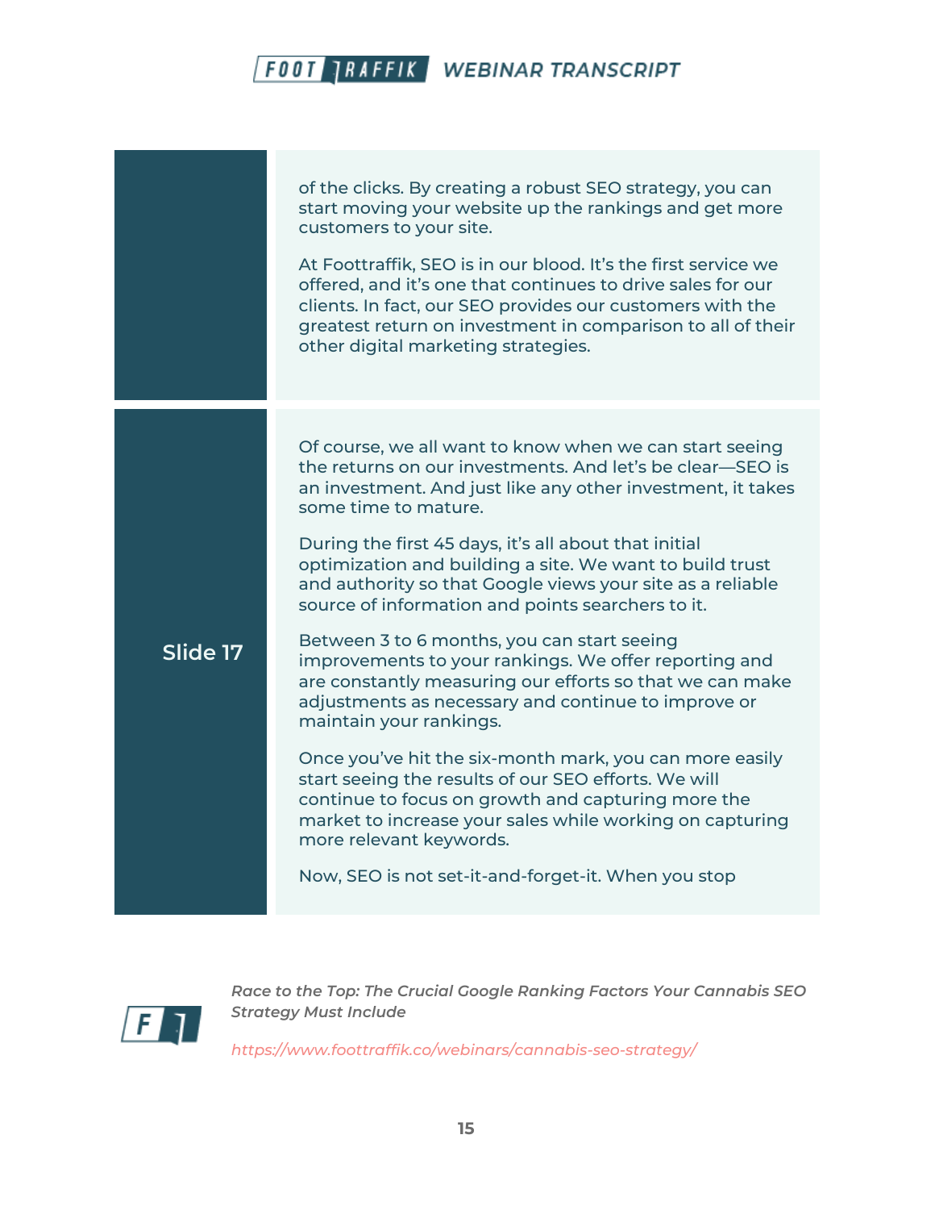| | |
|---|---|
| | of the clicks. By creating a robust SEO strategy, you can start moving your website up the rankings and get more customers to your site.<br><br>At Foottraffik, SEO is in our blood. It's the first service we offered, and it's one that continues to drive sales for our clients. In fact, our SEO provides our customers with the greatest return on investment in comparison to all of their other digital marketing strategies. |
| **Slide 17** | Of course, we all want to know when we can start seeing the returns on our investments. And let's be clear—SEO is an investment. And just like any other investment, it takes some time to mature.<br><br>During the first 45 days, it's all about that initial optimization and building a site. We want to build trust and authority so that Google views your site as a reliable source of information and points searchers to it.<br><br>Between 3 to 6 months, you can start seeing improvements to your rankings. We offer reporting and are constantly measuring our efforts so that we can make adjustments as necessary and continue to improve or maintain your rankings.<br><br>Once you've hit the six-month mark, you can more easily start seeing the results of our SEO efforts. We will continue to focus on growth and capturing more the market to increase your sales while working on capturing more relevant keywords.<br><br>Now, SEO is not set-it-and-forget-it. When you stop |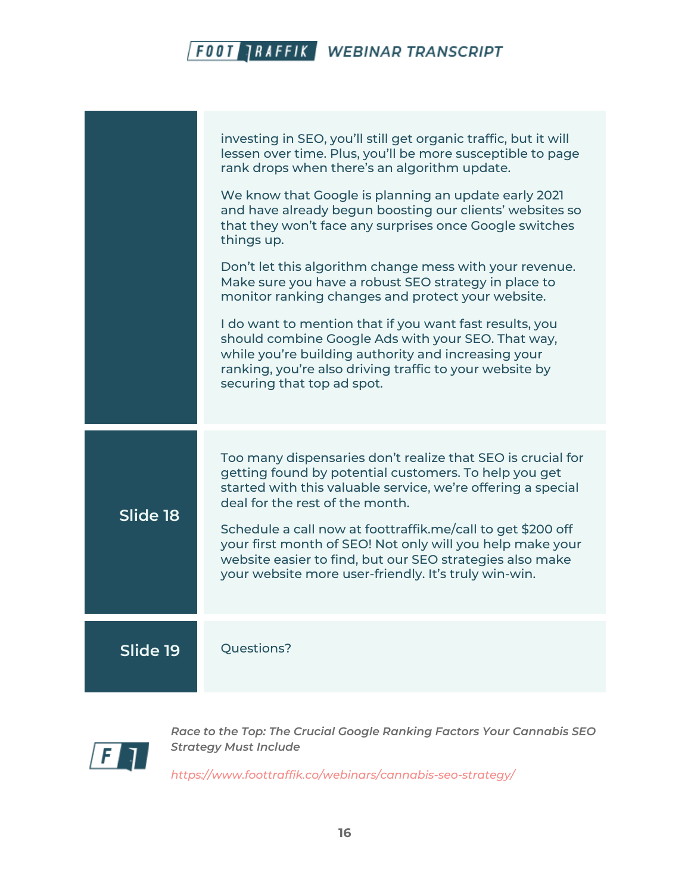| | |
|---|---|
| | investing in SEO, you'll still get organic traffic, but it will lessen over time. Plus, you'll be more susceptible to page rank drops when there's an algorithm update.<br><br>We know that Google is planning an update early 2021 and have already begun boosting our clients' websites so that they won't face any surprises once Google switches things up.<br><br>Don't let this algorithm change mess with your revenue. Make sure you have a robust SEO strategy in place to monitor ranking changes and protect your website.<br><br>I do want to mention that if you want fast results, you should combine Google Ads with your SEO. That way, while you're building authority and increasing your ranking, you're also driving traffic to your website by securing that top ad spot. |
| **Slide 18** | Too many dispensaries don't realize that SEO is crucial for getting found by potential customers. To help you get started with this valuable service, we're offering a special deal for the rest of the month.<br><br>Schedule a call now at foottraffik.me/call to get $200 off your first month of SEO! Not only will you help make your website easier to find, but our SEO strategies also make your website more user-friendly. It's truly win-win. |
| **Slide 19** | Questions? |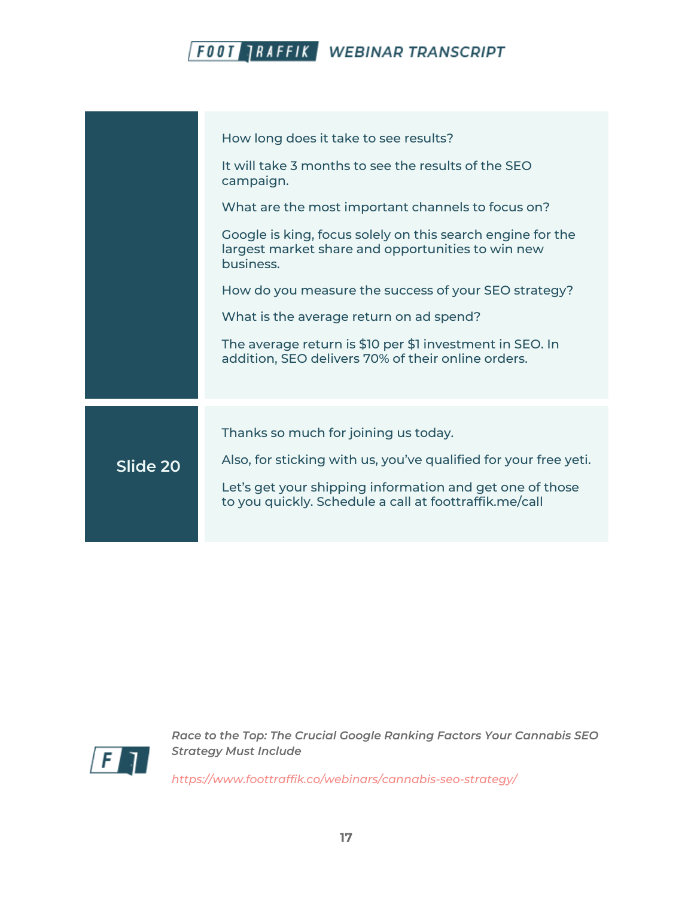| | |
|---|---|
| | How long does it take to see results?<br><br>It will take 3 months to see the results of the SEO campaign.<br><br>What are the most important channels to focus on?<br><br>Google is king, focus solely on this search engine for the largest market share and opportunities to win new business.<br><br>How do you measure the success of your SEO strategy?<br><br>What is the average return on ad spend?<br><br>The average return is $10 per $1 investment in SEO. In addition, SEO delivers 70% of their online orders. |
| Slide 20 | Thanks so much for joining us today.<br><br>Also, for sticking with us, you've qualified for your free yeti.<br><br>Let's get your shipping information and get one of those to you quickly. Schedule a call at foottraffik.me/call |